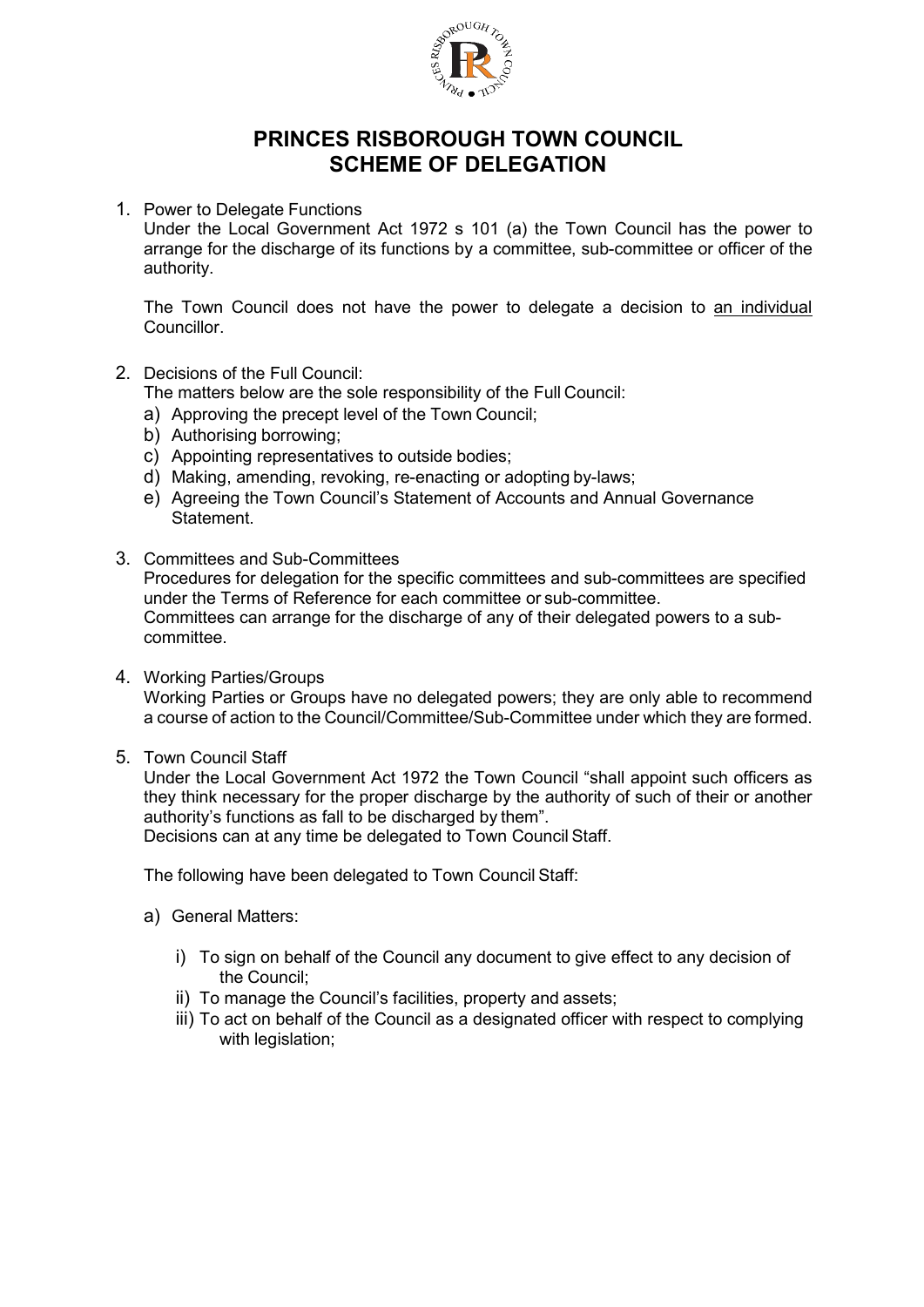# PRINCES RISBOROUGH TOWN COUNCIL
# SCHEME OF DELEGATION

1. Power to Delegate Functions

   Under the Local Government Act 1972 s 101 (a) the Town Council has the power to arrange for the discharge of its functions by a committee, sub-committee or officer of the authority.

   The Town Council does not have the power to delegate a decision to <u>an individual</u> Councillor.

2. Decisions of the Full Council:

   The matters below are the sole responsibility of the Full Council:

   a) Approving the precept level of the Town Council;
   b) Authorising borrowing;
   c) Appointing representatives to outside bodies;
   d) Making, amending, revoking, re-enacting or adopting by-laws;
   e) Agreeing the Town Council's Statement of Accounts and Annual Governance Statement.

3. Committees and Sub-Committees

   Procedures for delegation for the specific committees and sub-committees are specified under the Terms of Reference for each committee or sub-committee.
   Committees can arrange for the discharge of any of their delegated powers to a sub-committee.

4. Working Parties/Groups

   Working Parties or Groups have no delegated powers; they are only able to recommend a course of action to the Council/Committee/Sub-Committee under which they are formed.

5. Town Council Staff

   Under the Local Government Act 1972 the Town Council "shall appoint such officers as they think necessary for the proper discharge by the authority of such of their or another authority's functions as fall to be discharged by them".
   Decisions can at any time be delegated to Town Council Staff.

   The following have been delegated to Town Council Staff:

   a) General Matters:

      i) To sign on behalf of the Council any document to give effect to any decision of the Council;
      ii) To manage the Council's facilities, property and assets;
      iii) To act on behalf of the Council as a designated officer with respect to complying with legislation;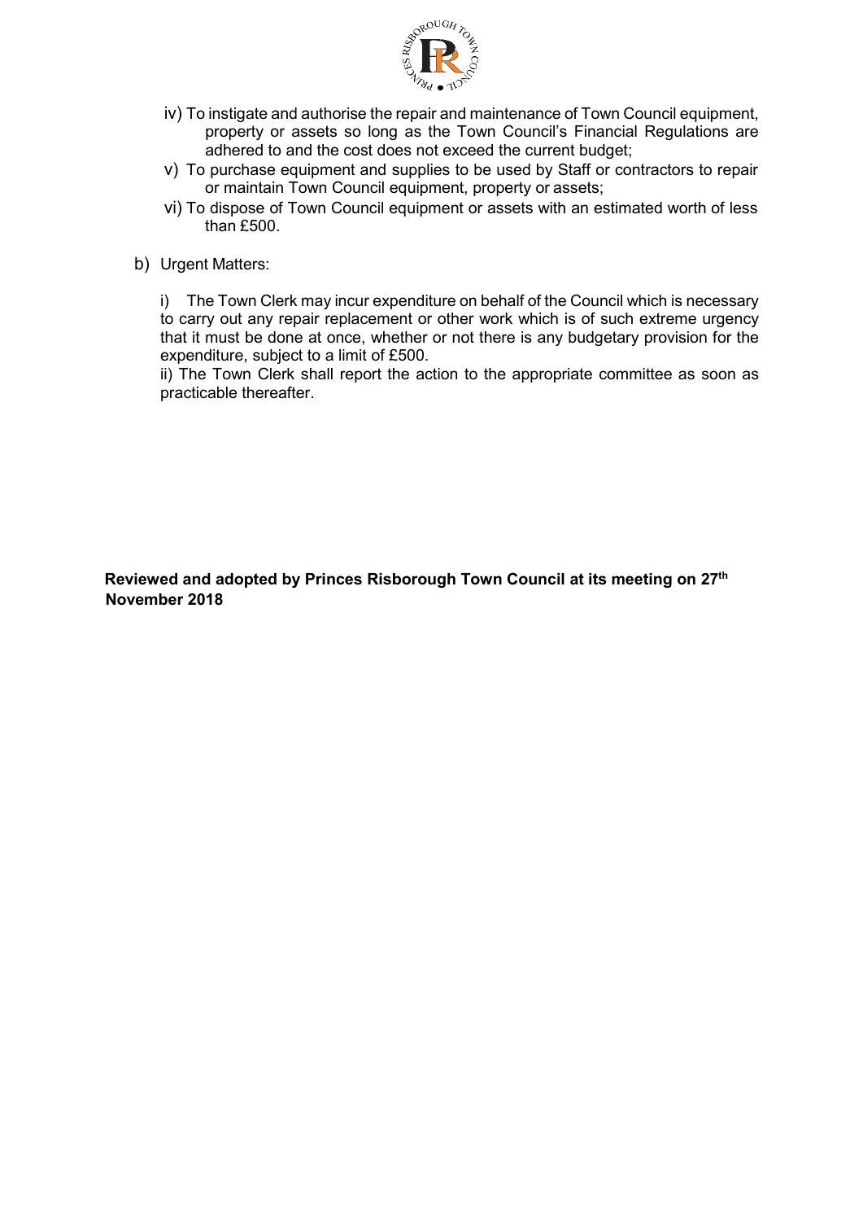iv) To instigate and authorise the repair and maintenance of Town Council equipment, property or assets so long as the Town Council's Financial Regulations are adhered to and the cost does not exceed the current budget;

v) To purchase equipment and supplies to be used by Staff or contractors to repair or maintain Town Council equipment, property or assets;

vi) To dispose of Town Council equipment or assets with an estimated worth of less than £500.

b) Urgent Matters:

i) The Town Clerk may incur expenditure on behalf of the Council which is necessary to carry out any repair replacement or other work which is of such extreme urgency that it must be done at once, whether or not there is any budgetary provision for the expenditure, subject to a limit of £500.

ii) The Town Clerk shall report the action to the appropriate committee as soon as practicable thereafter.

**Reviewed and adopted by Princes Risborough Town Council at its meeting on 27th November 2018**